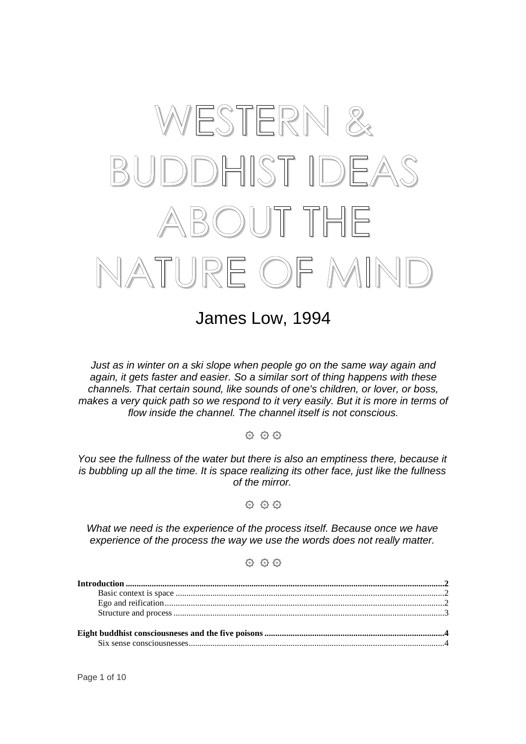# WESTERN & BUDDHIST IDEAS ABOUT THE NATURE OF MIND

## James Low, 1994

*Just as in winter on a ski slope when people go on the same way again and again, it gets faster and easier. So a similar sort of thing happens with these channels. That certain sound, like sounds of one's children, or lover, or boss, makes a very quick path so we respond to it very easily. But it is more in terms of flow inside the channel. The channel itself is not conscious.*

۞ ۞ ۞

*You see the fullness of the water but there is also an emptiness there, because it is bubbling up all the time. It is space realizing its other face, just like the fullness of the mirror.*

۞ ۞ ۞

*What we need is the experience of the process itself. Because once we have experience of the process the way we use the words does not really matter.*

۞ ۞ ۞

**Introduction** ........................................ **2**
- Basic context is space ........................................ 2
- Ego and reification ........................................ 2
- Structure and process ........................................ 3

**Eight buddhist consciousneses and the five poisons** ........................................ **4**
- Six sense consciousnesses ........................................ 4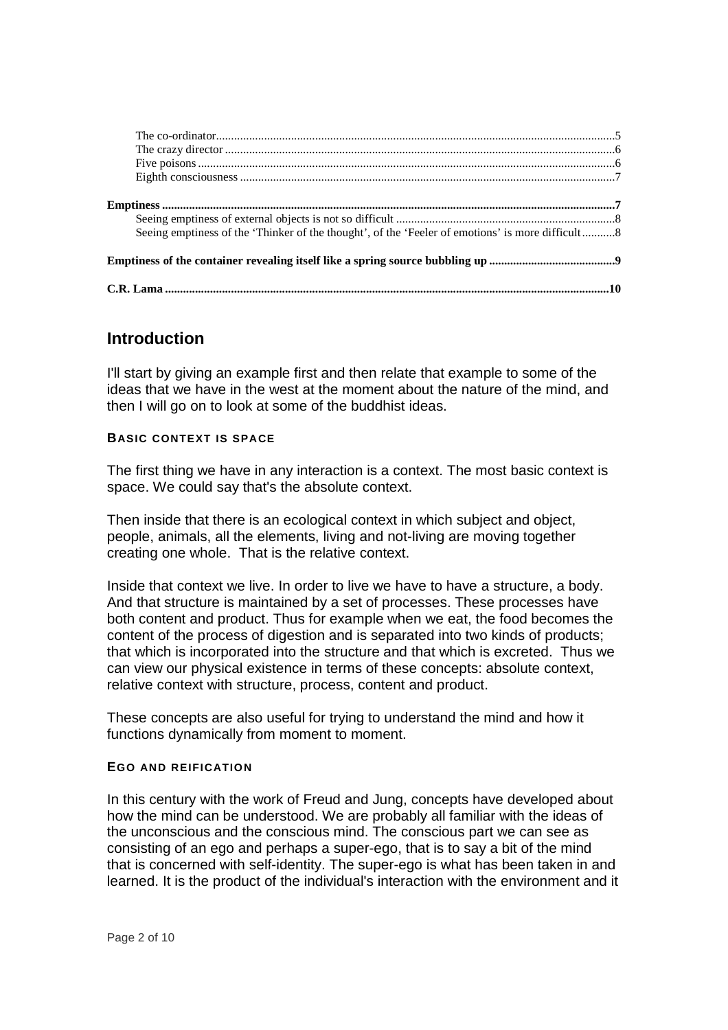The co-ordinator .....5
The crazy director .....6
Five poisons .....6
Eighth consciousness .....7

**Emptiness .....7**

Seeing emptiness of external objects is not so difficult .....8
Seeing emptiness of the 'Thinker of the thought', of the 'Feeler of emotions' is more difficult .....8

**Emptiness of the container revealing itself like a spring source bubbling up .....9**

**C.R. Lama .....10**

## Introduction

I'll start by giving an example first and then relate that example to some of the ideas that we have in the west at the moment about the nature of the mind, and then I will go on to look at some of the buddhist ideas.

#### BASIC CONTEXT IS SPACE

The first thing we have in any interaction is a context. The most basic context is space. We could say that's the absolute context.

Then inside that there is an ecological context in which subject and object, people, animals, all the elements, living and not-living are moving together creating one whole. That is the relative context.

Inside that context we live. In order to live we have to have a structure, a body. And that structure is maintained by a set of processes. These processes have both content and product. Thus for example when we eat, the food becomes the content of the process of digestion and is separated into two kinds of products; that which is incorporated into the structure and that which is excreted. Thus we can view our physical existence in terms of these concepts: absolute context, relative context with structure, process, content and product.

These concepts are also useful for trying to understand the mind and how it functions dynamically from moment to moment.

#### EGO AND REIFICATION

In this century with the work of Freud and Jung, concepts have developed about how the mind can be understood. We are probably all familiar with the ideas of the unconscious and the conscious mind. The conscious part we can see as consisting of an ego and perhaps a super-ego, that is to say a bit of the mind that is concerned with self-identity. The super-ego is what has been taken in and learned. It is the product of the individual's interaction with the environment and it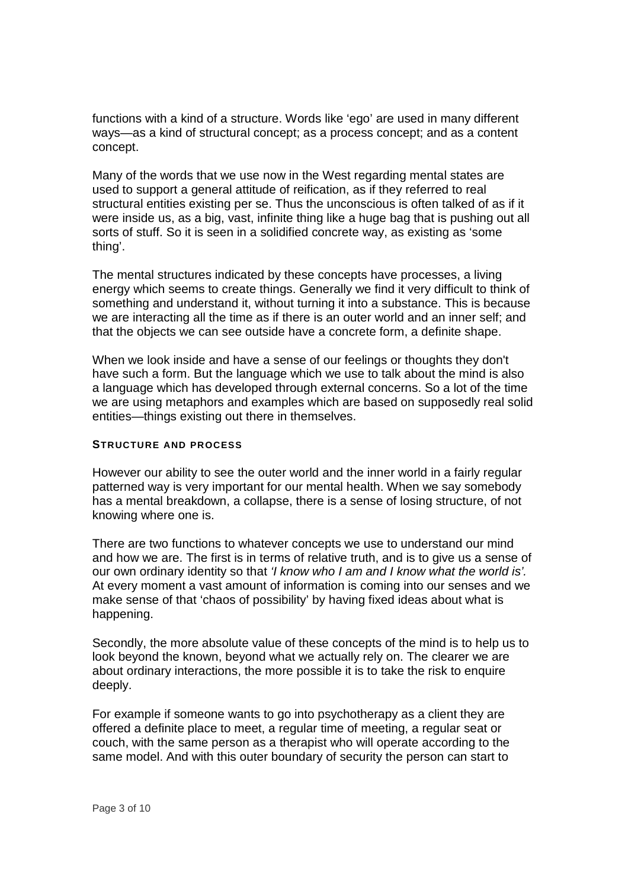functions with a kind of a structure. Words like 'ego' are used in many different ways—as a kind of structural concept; as a process concept; and as a content concept.

Many of the words that we use now in the West regarding mental states are used to support a general attitude of reification, as if they referred to real structural entities existing per se. Thus the unconscious is often talked of as if it were inside us, as a big, vast, infinite thing like a huge bag that is pushing out all sorts of stuff. So it is seen in a solidified concrete way, as existing as 'some thing'.

The mental structures indicated by these concepts have processes, a living energy which seems to create things. Generally we find it very difficult to think of something and understand it, without turning it into a substance. This is because we are interacting all the time as if there is an outer world and an inner self; and that the objects we can see outside have a concrete form, a definite shape.

When we look inside and have a sense of our feelings or thoughts they don't have such a form. But the language which we use to talk about the mind is also a language which has developed through external concerns. So a lot of the time we are using metaphors and examples which are based on supposedly real solid entities—things existing out there in themselves.

#### STRUCTURE AND PROCESS

However our ability to see the outer world and the inner world in a fairly regular patterned way is very important for our mental health. When we say somebody has a mental breakdown, a collapse, there is a sense of losing structure, of not knowing where one is.

There are two functions to whatever concepts we use to understand our mind and how we are. The first is in terms of relative truth, and is to give us a sense of our own ordinary identity so that *'I know who I am and I know what the world is'.* At every moment a vast amount of information is coming into our senses and we make sense of that 'chaos of possibility' by having fixed ideas about what is happening.

Secondly, the more absolute value of these concepts of the mind is to help us to look beyond the known, beyond what we actually rely on. The clearer we are about ordinary interactions, the more possible it is to take the risk to enquire deeply.

For example if someone wants to go into psychotherapy as a client they are offered a definite place to meet, a regular time of meeting, a regular seat or couch, with the same person as a therapist who will operate according to the same model. And with this outer boundary of security the person can start to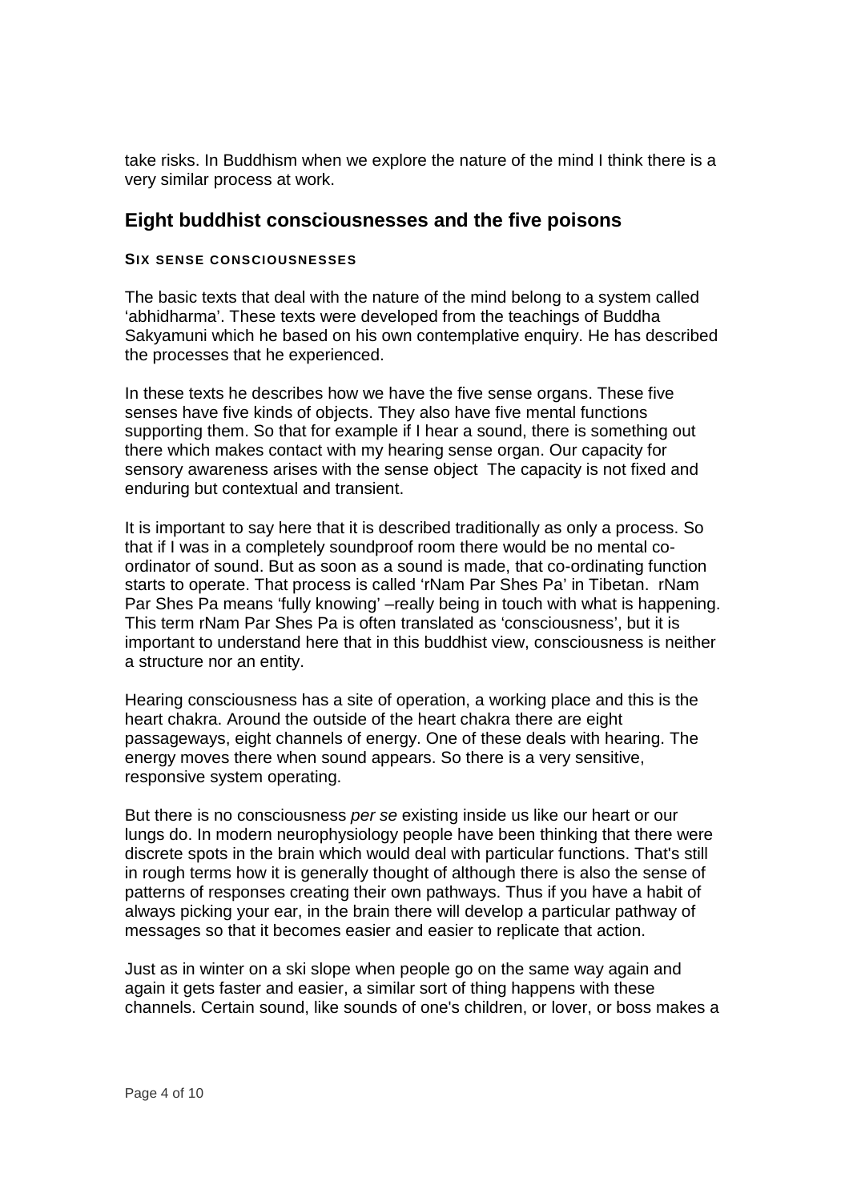take risks. In Buddhism when we explore the nature of the mind I think there is a very similar process at work.

## Eight buddhist consciousnesses and the five poisons

#### SIX SENSE CONSCIOUSNESSES

The basic texts that deal with the nature of the mind belong to a system called 'abhidharma'. These texts were developed from the teachings of Buddha Sakyamuni which he based on his own contemplative enquiry. He has described the processes that he experienced.

In these texts he describes how we have the five sense organs. These five senses have five kinds of objects. They also have five mental functions supporting them. So that for example if I hear a sound, there is something out there which makes contact with my hearing sense organ. Our capacity for sensory awareness arises with the sense object  The capacity is not fixed and enduring but contextual and transient.

It is important to say here that it is described traditionally as only a process. So that if I was in a completely soundproof room there would be no mental co-ordinator of sound. But as soon as a sound is made, that co-ordinating function starts to operate. That process is called 'rNam Par Shes Pa' in Tibetan.  rNam Par Shes Pa means 'fully knowing' –really being in touch with what is happening. This term rNam Par Shes Pa is often translated as 'consciousness', but it is important to understand here that in this buddhist view, consciousness is neither a structure nor an entity.

Hearing consciousness has a site of operation, a working place and this is the heart chakra. Around the outside of the heart chakra there are eight passageways, eight channels of energy. One of these deals with hearing. The energy moves there when sound appears. So there is a very sensitive, responsive system operating.

But there is no consciousness *per se* existing inside us like our heart or our lungs do. In modern neurophysiology people have been thinking that there were discrete spots in the brain which would deal with particular functions. That's still in rough terms how it is generally thought of although there is also the sense of patterns of responses creating their own pathways. Thus if you have a habit of always picking your ear, in the brain there will develop a particular pathway of messages so that it becomes easier and easier to replicate that action.

Just as in winter on a ski slope when people go on the same way again and again it gets faster and easier, a similar sort of thing happens with these channels. Certain sound, like sounds of one's children, or lover, or boss makes a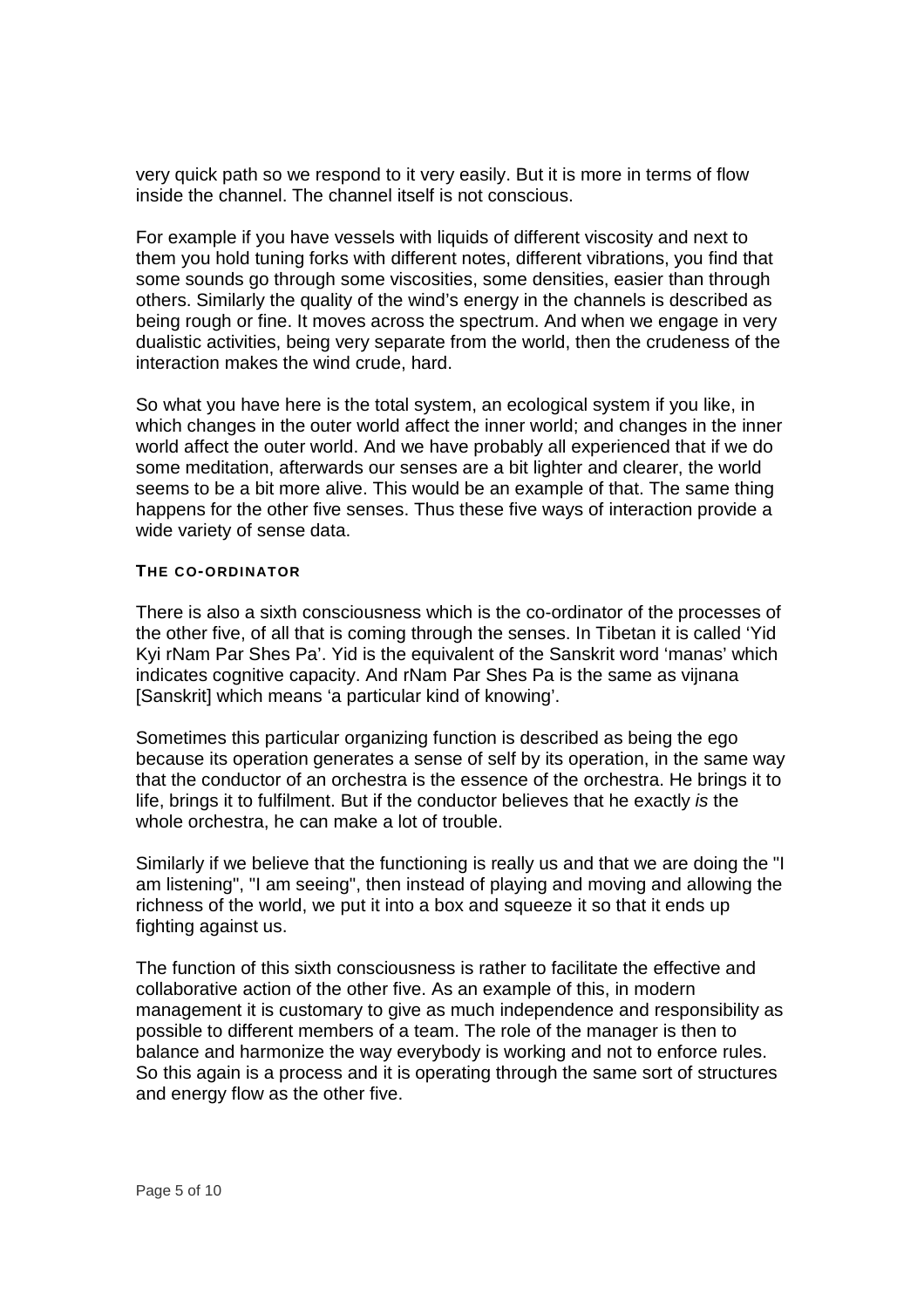very quick path so we respond to it very easily. But it is more in terms of flow inside the channel. The channel itself is not conscious.

For example if you have vessels with liquids of different viscosity and next to them you hold tuning forks with different notes, different vibrations, you find that some sounds go through some viscosities, some densities, easier than through others. Similarly the quality of the wind's energy in the channels is described as being rough or fine. It moves across the spectrum. And when we engage in very dualistic activities, being very separate from the world, then the crudeness of the interaction makes the wind crude, hard.

So what you have here is the total system, an ecological system if you like, in which changes in the outer world affect the inner world; and changes in the inner world affect the outer world. And we have probably all experienced that if we do some meditation, afterwards our senses are a bit lighter and clearer, the world seems to be a bit more alive. This would be an example of that. The same thing happens for the other five senses. Thus these five ways of interaction provide a wide variety of sense data.

### THE CO-ORDINATOR

There is also a sixth consciousness which is the co-ordinator of the processes of the other five, of all that is coming through the senses. In Tibetan it is called 'Yid Kyi rNam Par Shes Pa'. Yid is the equivalent of the Sanskrit word 'manas' which indicates cognitive capacity. And rNam Par Shes Pa is the same as vijnana [Sanskrit] which means 'a particular kind of knowing'.

Sometimes this particular organizing function is described as being the ego because its operation generates a sense of self by its operation, in the same way that the conductor of an orchestra is the essence of the orchestra. He brings it to life, brings it to fulfilment. But if the conductor believes that he exactly *is* the whole orchestra, he can make a lot of trouble.

Similarly if we believe that the functioning is really us and that we are doing the "I am listening", "I am seeing", then instead of playing and moving and allowing the richness of the world, we put it into a box and squeeze it so that it ends up fighting against us.

The function of this sixth consciousness is rather to facilitate the effective and collaborative action of the other five. As an example of this, in modern management it is customary to give as much independence and responsibility as possible to different members of a team. The role of the manager is then to balance and harmonize the way everybody is working and not to enforce rules. So this again is a process and it is operating through the same sort of structures and energy flow as the other five.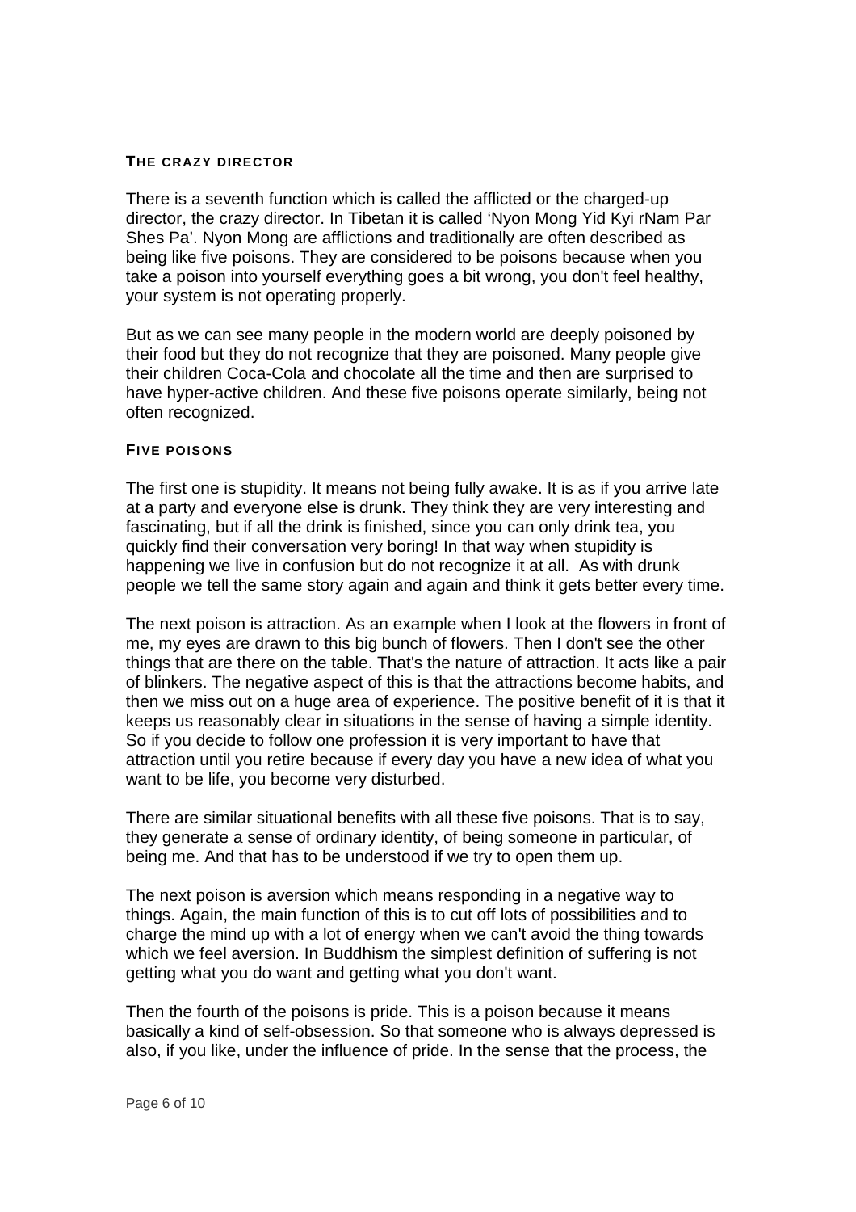### THE CRAZY DIRECTOR

There is a seventh function which is called the afflicted or the charged-up director, the crazy director. In Tibetan it is called 'Nyon Mong Yid Kyi rNam Par Shes Pa'. Nyon Mong are afflictions and traditionally are often described as being like five poisons. They are considered to be poisons because when you take a poison into yourself everything goes a bit wrong, you don't feel healthy, your system is not operating properly.

But as we can see many people in the modern world are deeply poisoned by their food but they do not recognize that they are poisoned. Many people give their children Coca-Cola and chocolate all the time and then are surprised to have hyper-active children. And these five poisons operate similarly, being not often recognized.

### FIVE POISONS

The first one is stupidity. It means not being fully awake. It is as if you arrive late at a party and everyone else is drunk. They think they are very interesting and fascinating, but if all the drink is finished, since you can only drink tea, you quickly find their conversation very boring! In that way when stupidity is happening we live in confusion but do not recognize it at all. As with drunk people we tell the same story again and again and think it gets better every time.

The next poison is attraction. As an example when I look at the flowers in front of me, my eyes are drawn to this big bunch of flowers. Then I don't see the other things that are there on the table. That's the nature of attraction. It acts like a pair of blinkers. The negative aspect of this is that the attractions become habits, and then we miss out on a huge area of experience. The positive benefit of it is that it keeps us reasonably clear in situations in the sense of having a simple identity. So if you decide to follow one profession it is very important to have that attraction until you retire because if every day you have a new idea of what you want to be life, you become very disturbed.

There are similar situational benefits with all these five poisons. That is to say, they generate a sense of ordinary identity, of being someone in particular, of being me. And that has to be understood if we try to open them up.

The next poison is aversion which means responding in a negative way to things. Again, the main function of this is to cut off lots of possibilities and to charge the mind up with a lot of energy when we can't avoid the thing towards which we feel aversion. In Buddhism the simplest definition of suffering is not getting what you do want and getting what you don't want.

Then the fourth of the poisons is pride. This is a poison because it means basically a kind of self-obsession. So that someone who is always depressed is also, if you like, under the influence of pride. In the sense that the process, the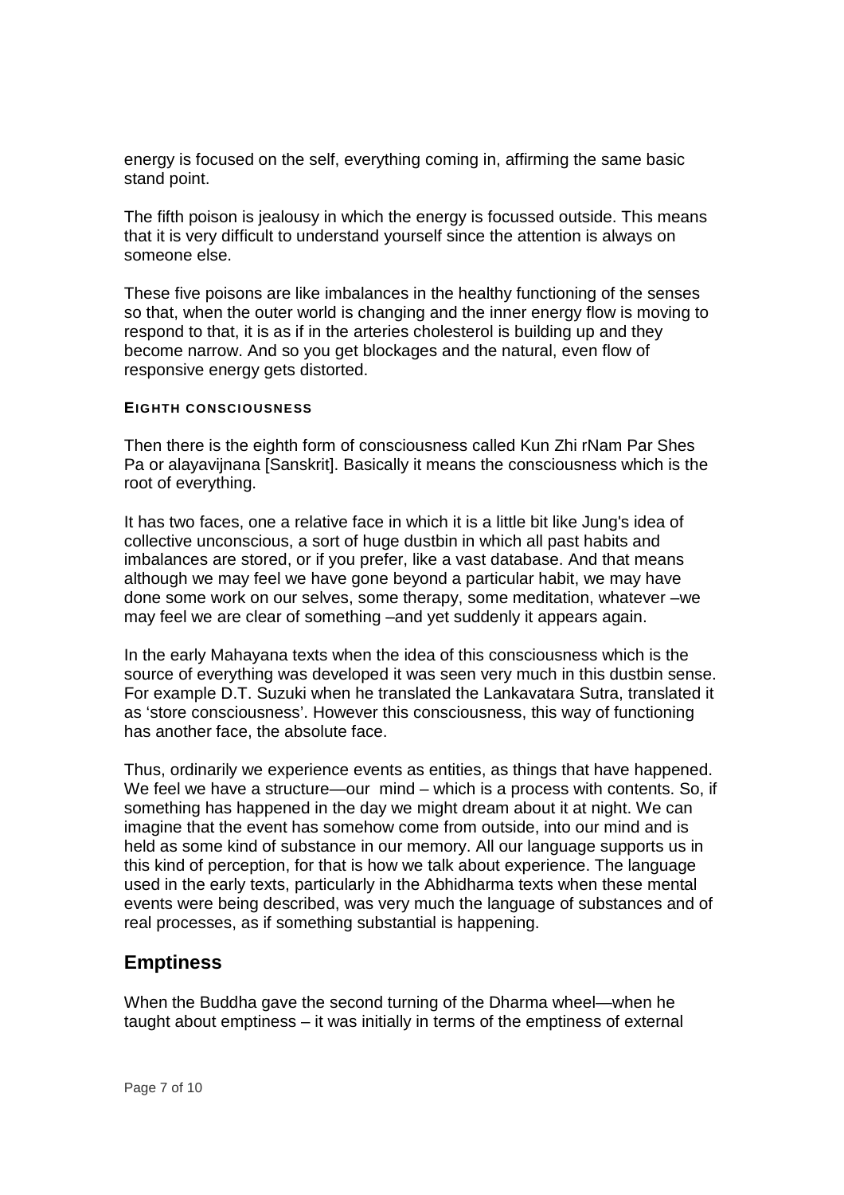energy is focused on the self, everything coming in, affirming the same basic stand point.

The fifth poison is jealousy in which the energy is focussed outside. This means that it is very difficult to understand yourself since the attention is always on someone else.

These five poisons are like imbalances in the healthy functioning of the senses so that, when the outer world is changing and the inner energy flow is moving to respond to that, it is as if in the arteries cholesterol is building up and they become narrow. And so you get blockages and the natural, even flow of responsive energy gets distorted.

#### EIGHTH CONSCIOUSNESS

Then there is the eighth form of consciousness called Kun Zhi rNam Par Shes Pa or alayavijnana [Sanskrit]. Basically it means the consciousness which is the root of everything.

It has two faces, one a relative face in which it is a little bit like Jung's idea of collective unconscious, a sort of huge dustbin in which all past habits and imbalances are stored, or if you prefer, like a vast database. And that means although we may feel we have gone beyond a particular habit, we may have done some work on our selves, some therapy, some meditation, whatever –we may feel we are clear of something –and yet suddenly it appears again.

In the early Mahayana texts when the idea of this consciousness which is the source of everything was developed it was seen very much in this dustbin sense. For example D.T. Suzuki when he translated the Lankavatara Sutra, translated it as 'store consciousness'. However this consciousness, this way of functioning has another face, the absolute face.

Thus, ordinarily we experience events as entities, as things that have happened. We feel we have a structure—our mind – which is a process with contents. So, if something has happened in the day we might dream about it at night. We can imagine that the event has somehow come from outside, into our mind and is held as some kind of substance in our memory. All our language supports us in this kind of perception, for that is how we talk about experience. The language used in the early texts, particularly in the Abhidharma texts when these mental events were being described, was very much the language of substances and of real processes, as if something substantial is happening.

## Emptiness

When the Buddha gave the second turning of the Dharma wheel—when he taught about emptiness – it was initially in terms of the emptiness of external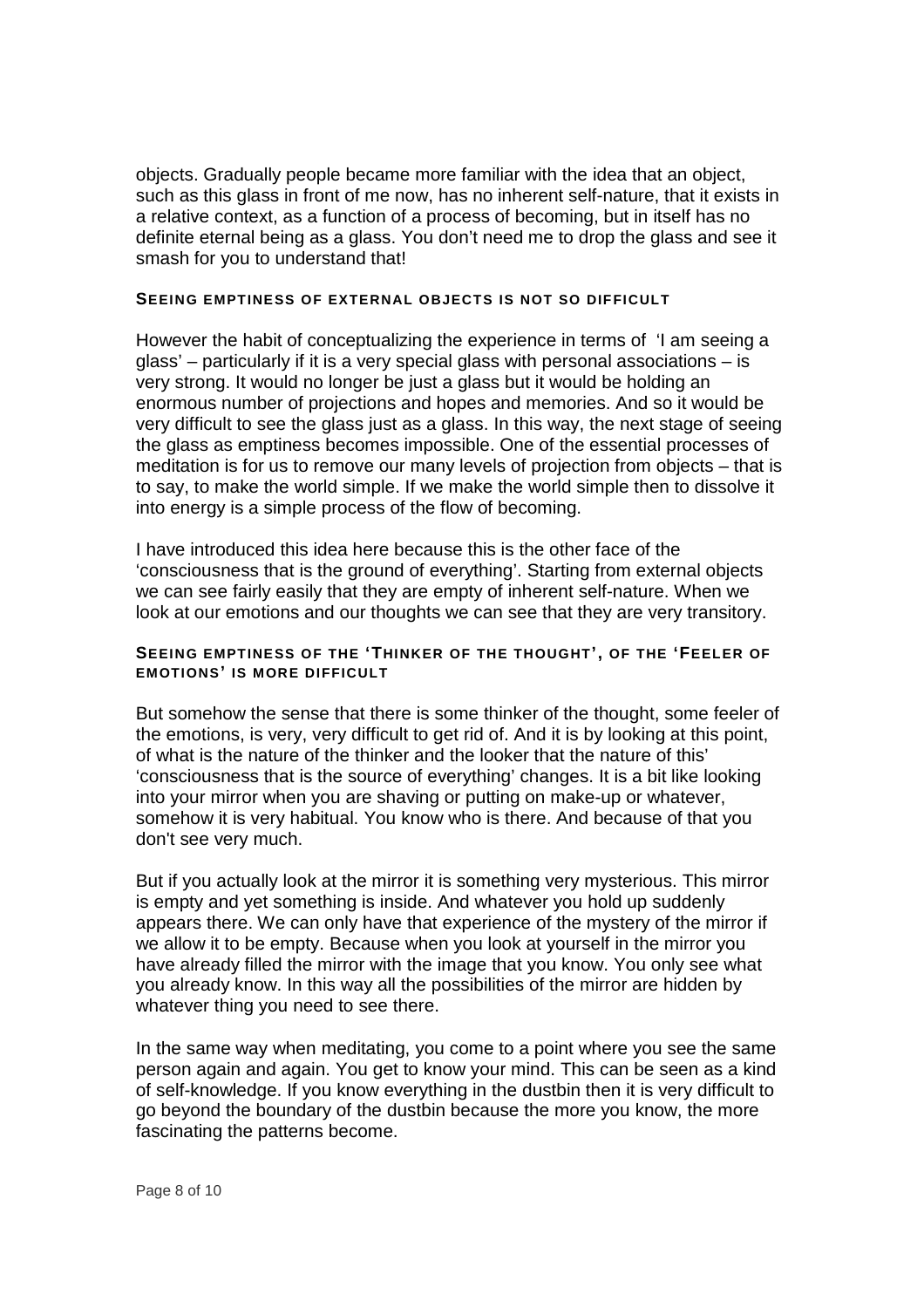objects. Gradually people became more familiar with the idea that an object, such as this glass in front of me now, has no inherent self-nature, that it exists in a relative context, as a function of a process of becoming, but in itself has no definite eternal being as a glass. You don't need me to drop the glass and see it smash for you to understand that!

### SEEING EMPTINESS OF EXTERNAL OBJECTS IS NOT SO DIFFICULT

However the habit of conceptualizing the experience in terms of 'I am seeing a glass' – particularly if it is a very special glass with personal associations – is very strong. It would no longer be just a glass but it would be holding an enormous number of projections and hopes and memories. And so it would be very difficult to see the glass just as a glass. In this way, the next stage of seeing the glass as emptiness becomes impossible. One of the essential processes of meditation is for us to remove our many levels of projection from objects – that is to say, to make the world simple. If we make the world simple then to dissolve it into energy is a simple process of the flow of becoming.

I have introduced this idea here because this is the other face of the 'consciousness that is the ground of everything'. Starting from external objects we can see fairly easily that they are empty of inherent self-nature. When we look at our emotions and our thoughts we can see that they are very transitory.

### SEEING EMPTINESS OF THE 'THINKER OF THE THOUGHT', OF THE 'FEELER OF EMOTIONS' IS MORE DIFFICULT

But somehow the sense that there is some thinker of the thought, some feeler of the emotions, is very, very difficult to get rid of. And it is by looking at this point, of what is the nature of the thinker and the looker that the nature of this' 'consciousness that is the source of everything' changes. It is a bit like looking into your mirror when you are shaving or putting on make-up or whatever, somehow it is very habitual. You know who is there. And because of that you don't see very much.

But if you actually look at the mirror it is something very mysterious. This mirror is empty and yet something is inside. And whatever you hold up suddenly appears there. We can only have that experience of the mystery of the mirror if we allow it to be empty. Because when you look at yourself in the mirror you have already filled the mirror with the image that you know. You only see what you already know. In this way all the possibilities of the mirror are hidden by whatever thing you need to see there.

In the same way when meditating, you come to a point where you see the same person again and again. You get to know your mind. This can be seen as a kind of self-knowledge. If you know everything in the dustbin then it is very difficult to go beyond the boundary of the dustbin because the more you know, the more fascinating the patterns become.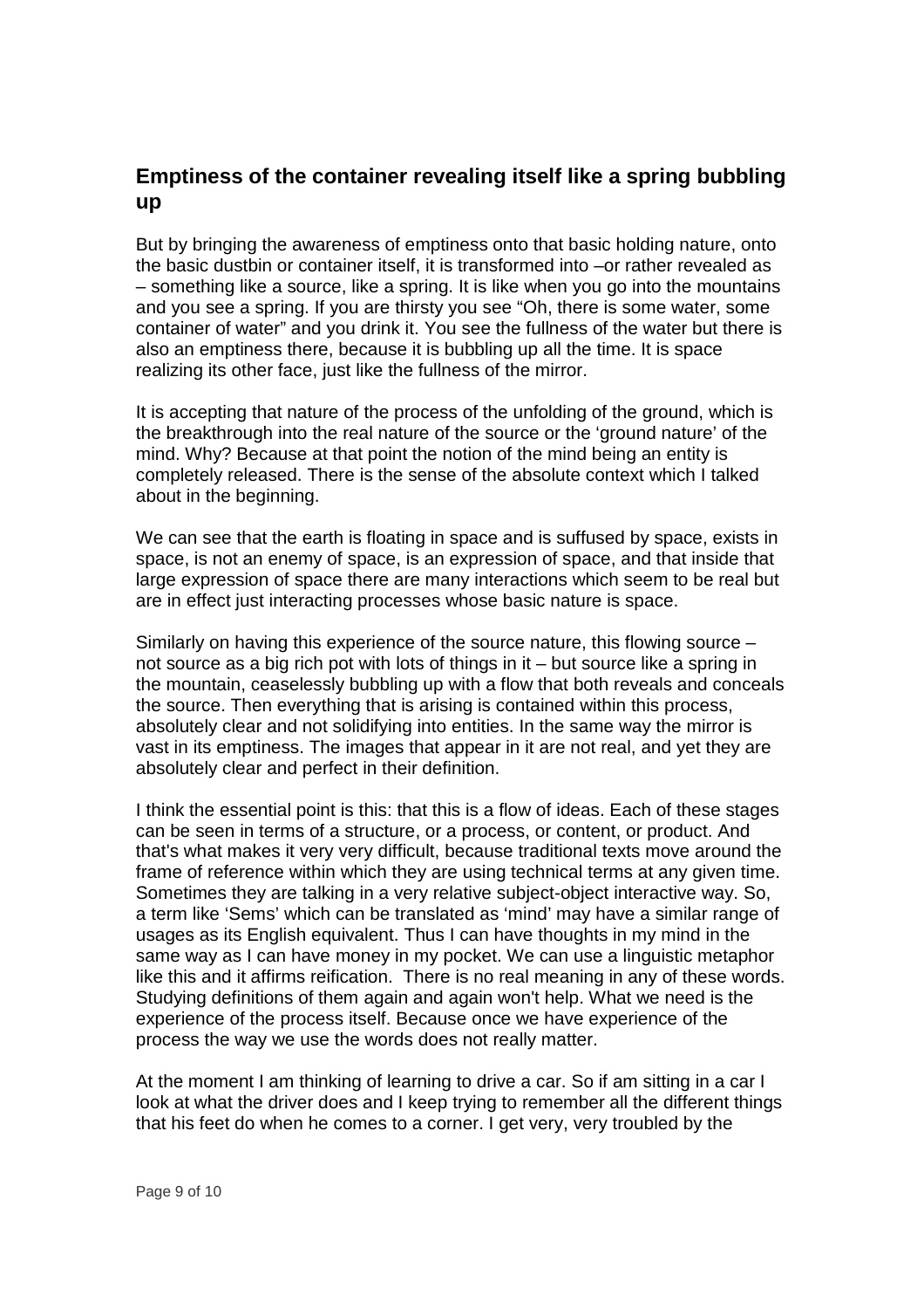## Emptiness of the container revealing itself like a spring bubbling up

But by bringing the awareness of emptiness onto that basic holding nature, onto the basic dustbin or container itself, it is transformed into –or rather revealed as – something like a source, like a spring. It is like when you go into the mountains and you see a spring. If you are thirsty you see "Oh, there is some water, some container of water" and you drink it. You see the fullness of the water but there is also an emptiness there, because it is bubbling up all the time. It is space realizing its other face, just like the fullness of the mirror.

It is accepting that nature of the process of the unfolding of the ground, which is the breakthrough into the real nature of the source or the 'ground nature' of the mind. Why? Because at that point the notion of the mind being an entity is completely released. There is the sense of the absolute context which I talked about in the beginning.

We can see that the earth is floating in space and is suffused by space, exists in space, is not an enemy of space, is an expression of space, and that inside that large expression of space there are many interactions which seem to be real but are in effect just interacting processes whose basic nature is space.

Similarly on having this experience of the source nature, this flowing source – not source as a big rich pot with lots of things in it – but source like a spring in the mountain, ceaselessly bubbling up with a flow that both reveals and conceals the source. Then everything that is arising is contained within this process, absolutely clear and not solidifying into entities. In the same way the mirror is vast in its emptiness. The images that appear in it are not real, and yet they are absolutely clear and perfect in their definition.

I think the essential point is this: that this is a flow of ideas. Each of these stages can be seen in terms of a structure, or a process, or content, or product. And that's what makes it very very difficult, because traditional texts move around the frame of reference within which they are using technical terms at any given time. Sometimes they are talking in a very relative subject-object interactive way. So, a term like 'Sems' which can be translated as 'mind' may have a similar range of usages as its English equivalent. Thus I can have thoughts in my mind in the same way as I can have money in my pocket. We can use a linguistic metaphor like this and it affirms reification. There is no real meaning in any of these words. Studying definitions of them again and again won't help. What we need is the experience of the process itself. Because once we have experience of the process the way we use the words does not really matter.

At the moment I am thinking of learning to drive a car. So if am sitting in a car I look at what the driver does and I keep trying to remember all the different things that his feet do when he comes to a corner. I get very, very troubled by the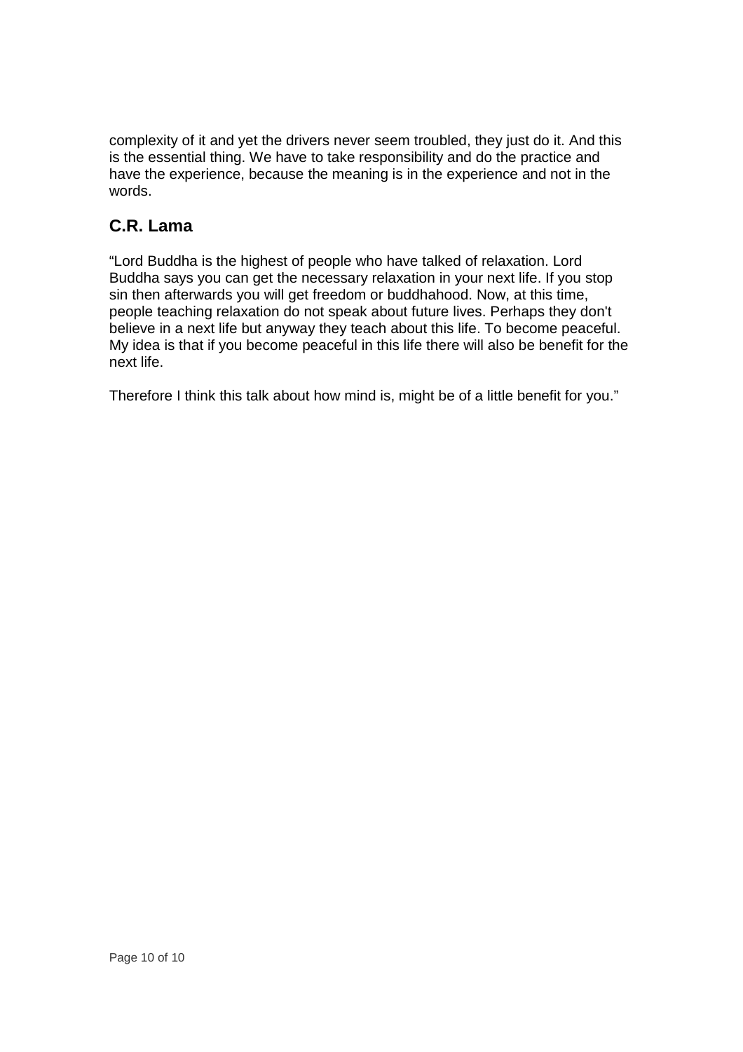complexity of it and yet the drivers never seem troubled, they just do it. And this is the essential thing. We have to take responsibility and do the practice and have the experience, because the meaning is in the experience and not in the words.

## C.R. Lama

"Lord Buddha is the highest of people who have talked of relaxation. Lord Buddha says you can get the necessary relaxation in your next life. If you stop sin then afterwards you will get freedom or buddhahood. Now, at this time, people teaching relaxation do not speak about future lives. Perhaps they don't believe in a next life but anyway they teach about this life. To become peaceful. My idea is that if you become peaceful in this life there will also be benefit for the next life.

Therefore I think this talk about how mind is, might be of a little benefit for you."